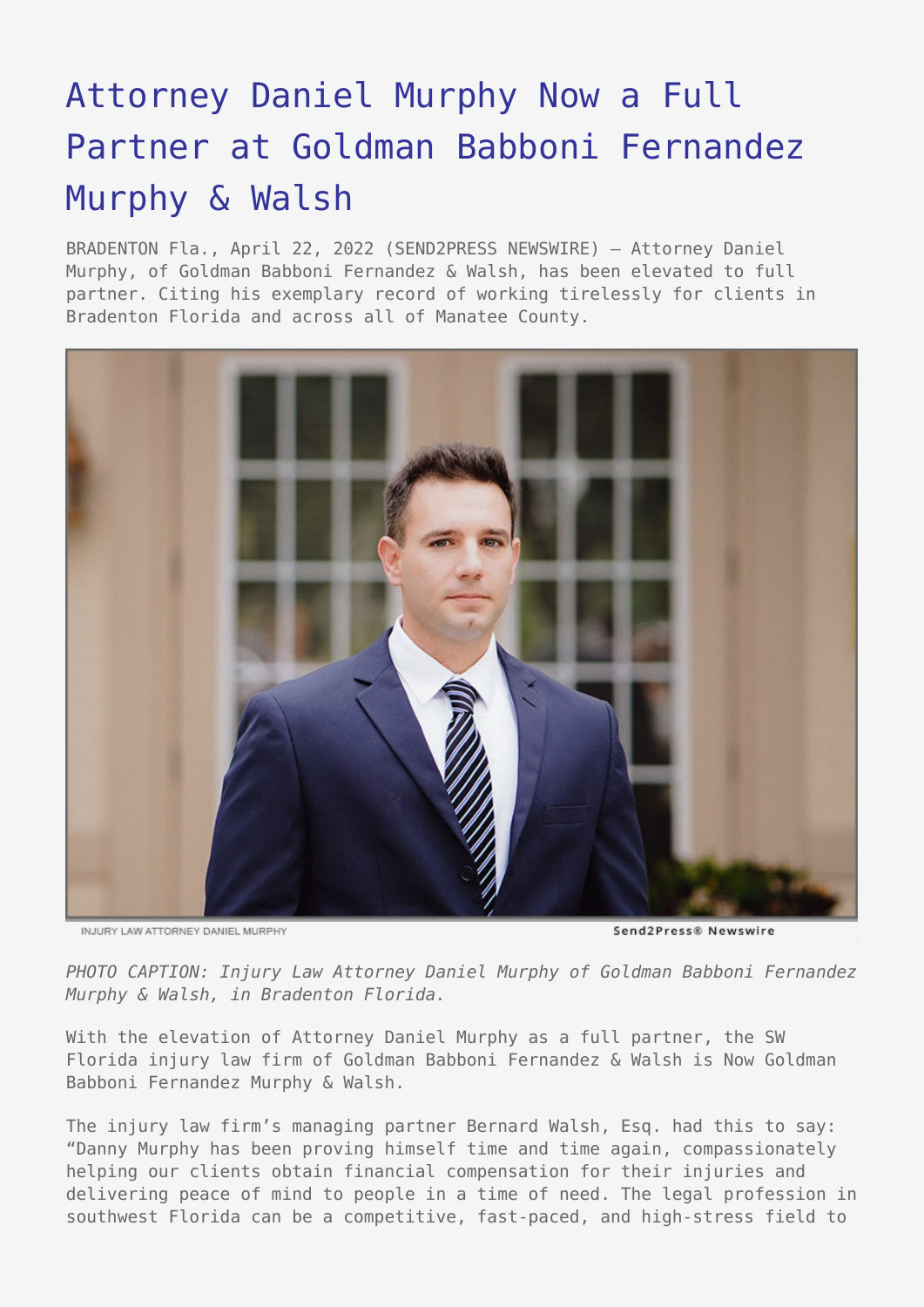# Attorney Daniel Murphy Now a Full Partner at Goldman Babboni Fernandez Murphy & Walsh

BRADENTON Fla., April 22, 2022 (SEND2PRESS NEWSWIRE) — Attorney Daniel Murphy, of Goldman Babboni Fernandez & Walsh, has been elevated to full partner. Citing his exemplary record of working tirelessly for clients in Bradenton Florida and across all of Manatee County.

INJURY LAW ATTORNEY DANIEL MURPHY Send2Press® Newswire

*PHOTO CAPTION: Injury Law Attorney Daniel Murphy of Goldman Babboni Fernandez Murphy & Walsh, in Bradenton Florida.*

With the elevation of Attorney Daniel Murphy as a full partner, the SW Florida injury law firm of Goldman Babboni Fernandez & Walsh is Now Goldman Babboni Fernandez Murphy & Walsh.

The injury law firm's managing partner Bernard Walsh, Esq. had this to say: "Danny Murphy has been proving himself time and time again, compassionately helping our clients obtain financial compensation for their injuries and delivering peace of mind to people in a time of need. The legal profession in southwest Florida can be a competitive, fast-paced, and high-stress field to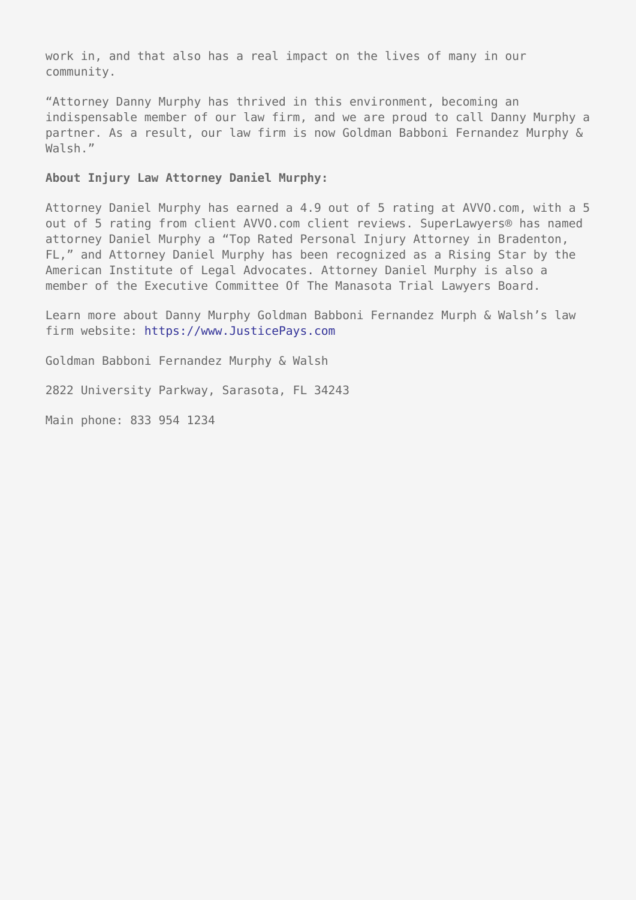work in, and that also has a real impact on the lives of many in our community.

"Attorney Danny Murphy has thrived in this environment, becoming an indispensable member of our law firm, and we are proud to call Danny Murphy a partner. As a result, our law firm is now Goldman Babboni Fernandez Murphy & Walsh."

**About Injury Law Attorney Daniel Murphy:**

Attorney Daniel Murphy has earned a 4.9 out of 5 rating at AVVO.com, with a 5 out of 5 rating from client AVVO.com client reviews. SuperLawyers® has named attorney Daniel Murphy a "Top Rated Personal Injury Attorney in Bradenton, FL," and Attorney Daniel Murphy has been recognized as a Rising Star by the American Institute of Legal Advocates. Attorney Daniel Murphy is also a member of the Executive Committee Of The Manasota Trial Lawyers Board.

Learn more about Danny Murphy Goldman Babboni Fernandez Murph & Walsh's law firm website: https://www.JusticePays.com

Goldman Babboni Fernandez Murphy & Walsh

2822 University Parkway, Sarasota, FL 34243

Main phone: 833 954 1234